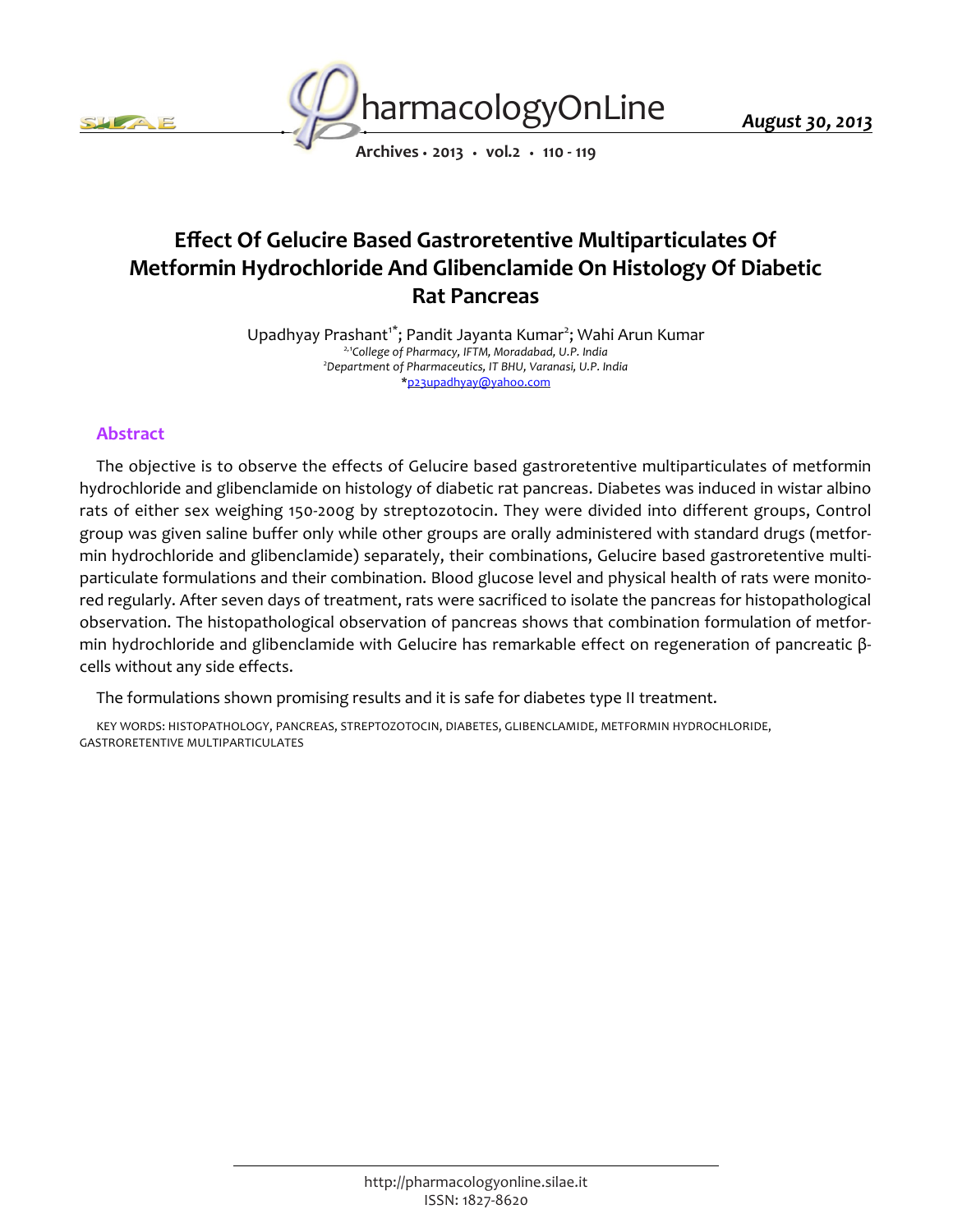# Effect Of Gelucire Based Gastroretentive Multiparticulates Of Metformin Hydrochloride And Glibenclamide On Histology Of Diabetic Rat Pancreas

Upadhyay Prashant[1*]; Pandit Jayanta Kumar[2]; Wahi Arun Kumar

*[2,1]College of Pharmacy, IFTM, Moradabad, U.P. India*

*[2]Department of Pharmaceutics, IT BHU, Varanasi, U.P. India*

*p23upadhyay@yahoo.com

## Abstract

The objective is to observe the effects of Gelucire based gastroretentive multiparticulates of metformin hydrochloride and glibenclamide on histology of diabetic rat pancreas. Diabetes was induced in wistar albino rats of either sex weighing 150-200g by streptozotocin. They were divided into different groups, Control group was given saline buffer only while other groups are orally administered with standard drugs (metformin hydrochloride and glibenclamide) separately, their combinations, Gelucire based gastroretentive multiparticulate formulations and their combination. Blood glucose level and physical health of rats were monitored regularly. After seven days of treatment, rats were sacrificed to isolate the pancreas for histopathological observation. The histopathological observation of pancreas shows that combination formulation of metformin hydrochloride and glibenclamide with Gelucire has remarkable effect on regeneration of pancreatic β-cells without any side effects.

The formulations shown promising results and it is safe for diabetes type II treatment.

KEY WORDS: HISTOPATHOLOGY, PANCREAS, STREPTOZOTOCIN, DIABETES, GLIBENCLAMIDE, METFORMIN HYDROCHLORIDE, GASTRORETENTIVE MULTIPARTICULATES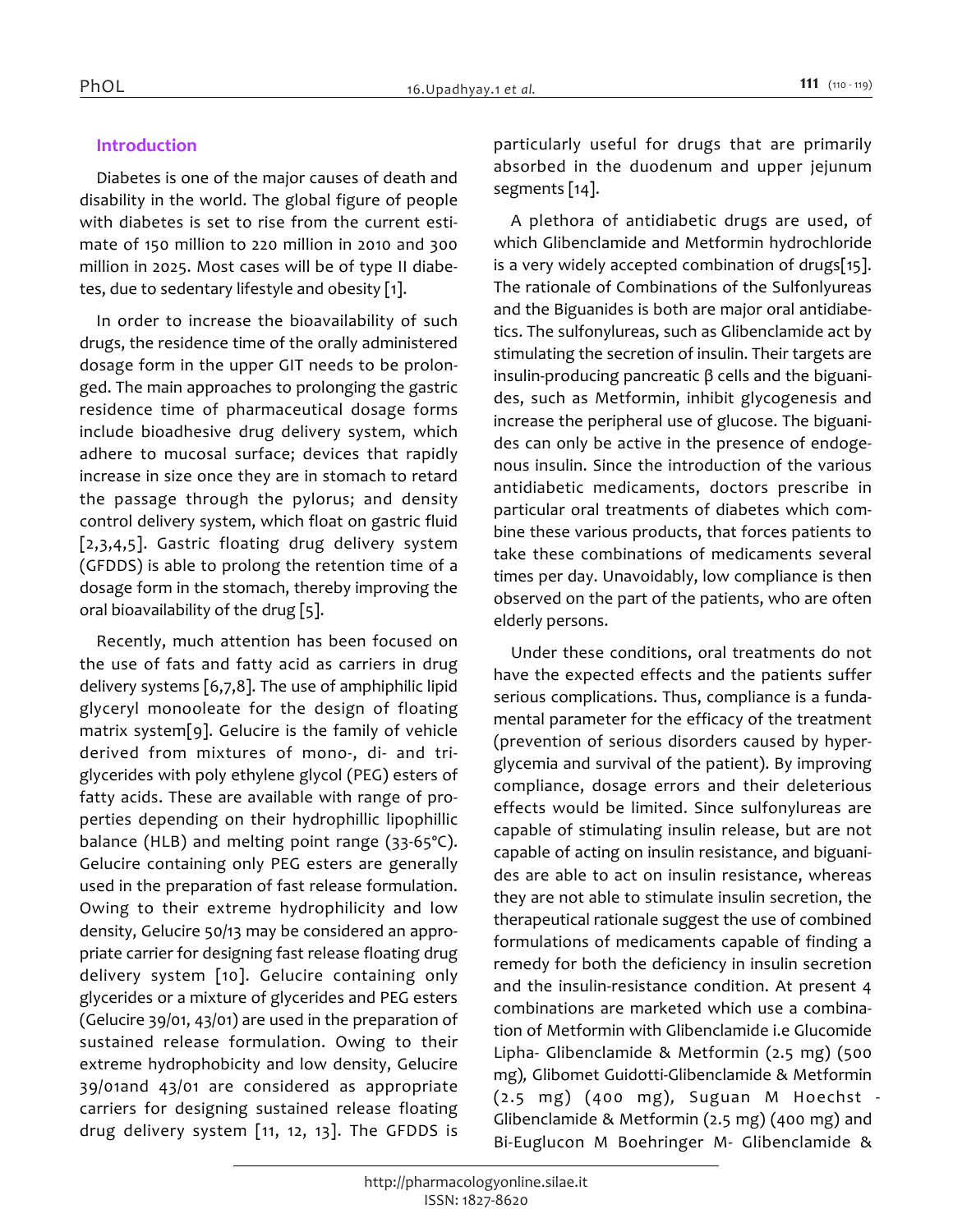## Introduction

Diabetes is one of the major causes of death and disability in the world. The global figure of people with diabetes is set to rise from the current estimate of 150 million to 220 million in 2010 and 300 million in 2025. Most cases will be of type II diabetes, due to sedentary lifestyle and obesity [1].

In order to increase the bioavailability of such drugs, the residence time of the orally administered dosage form in the upper GIT needs to be prolonged. The main approaches to prolonging the gastric residence time of pharmaceutical dosage forms include bioadhesive drug delivery system, which adhere to mucosal surface; devices that rapidly increase in size once they are in stomach to retard the passage through the pylorus; and density control delivery system, which float on gastric fluid [2,3,4,5]. Gastric floating drug delivery system (GFDDS) is able to prolong the retention time of a dosage form in the stomach, thereby improving the oral bioavailability of the drug [5].

Recently, much attention has been focused on the use of fats and fatty acid as carriers in drug delivery systems [6,7,8]. The use of amphiphilic lipid glyceryl monooleate for the design of floating matrix system[9]. Gelucire is the family of vehicle derived from mixtures of mono-, di- and triglycerides with poly ethylene glycol (PEG) esters of fatty acids. These are available with range of properties depending on their hydrophillic lipophillic balance (HLB) and melting point range (33-65°C). Gelucire containing only PEG esters are generally used in the preparation of fast release formulation. Owing to their extreme hydrophilicity and low density, Gelucire 50/13 may be considered an appropriate carrier for designing fast release floating drug delivery system [10]. Gelucire containing only glycerides or a mixture of glycerides and PEG esters (Gelucire 39/01, 43/01) are used in the preparation of sustained release formulation. Owing to their extreme hydrophobicity and low density, Gelucire 39/01and 43/01 are considered as appropriate carriers for designing sustained release floating drug delivery system [11, 12, 13]. The GFDDS is particularly useful for drugs that are primarily absorbed in the duodenum and upper jejunum segments [14].

A plethora of antidiabetic drugs are used, of which Glibenclamide and Metformin hydrochloride is a very widely accepted combination of drugs[15]. The rationale of Combinations of the Sulfonlyureas and the Biguanides is both are major oral antidiabetics. The sulfonylureas, such as Glibenclamide act by stimulating the secretion of insulin. Their targets are insulin-producing pancreatic β cells and the biguanides, such as Metformin, inhibit glycogenesis and increase the peripheral use of glucose. The biguanides can only be active in the presence of endogenous insulin. Since the introduction of the various antidiabetic medicaments, doctors prescribe in particular oral treatments of diabetes which combine these various products, that forces patients to take these combinations of medicaments several times per day. Unavoidably, low compliance is then observed on the part of the patients, who are often elderly persons.

Under these conditions, oral treatments do not have the expected effects and the patients suffer serious complications. Thus, compliance is a fundamental parameter for the efficacy of the treatment (prevention of serious disorders caused by hyperglycemia and survival of the patient). By improving compliance, dosage errors and their deleterious effects would be limited. Since sulfonylureas are capable of stimulating insulin release, but are not capable of acting on insulin resistance, and biguanides are able to act on insulin resistance, whereas they are not able to stimulate insulin secretion, the therapeutical rationale suggest the use of combined formulations of medicaments capable of finding a remedy for both the deficiency in insulin secretion and the insulin-resistance condition. At present 4 combinations are marketed which use a combination of Metformin with Glibenclamide i.e Glucomide Lipha- Glibenclamide & Metformin (2.5 mg) (500 mg), Glibomet Guidotti-Glibenclamide & Metformin (2.5 mg) (400 mg), Suguan M Hoechst - Glibenclamide & Metformin (2.5 mg) (400 mg) and Bi-Euglucon M Boehringer M- Glibenclamide &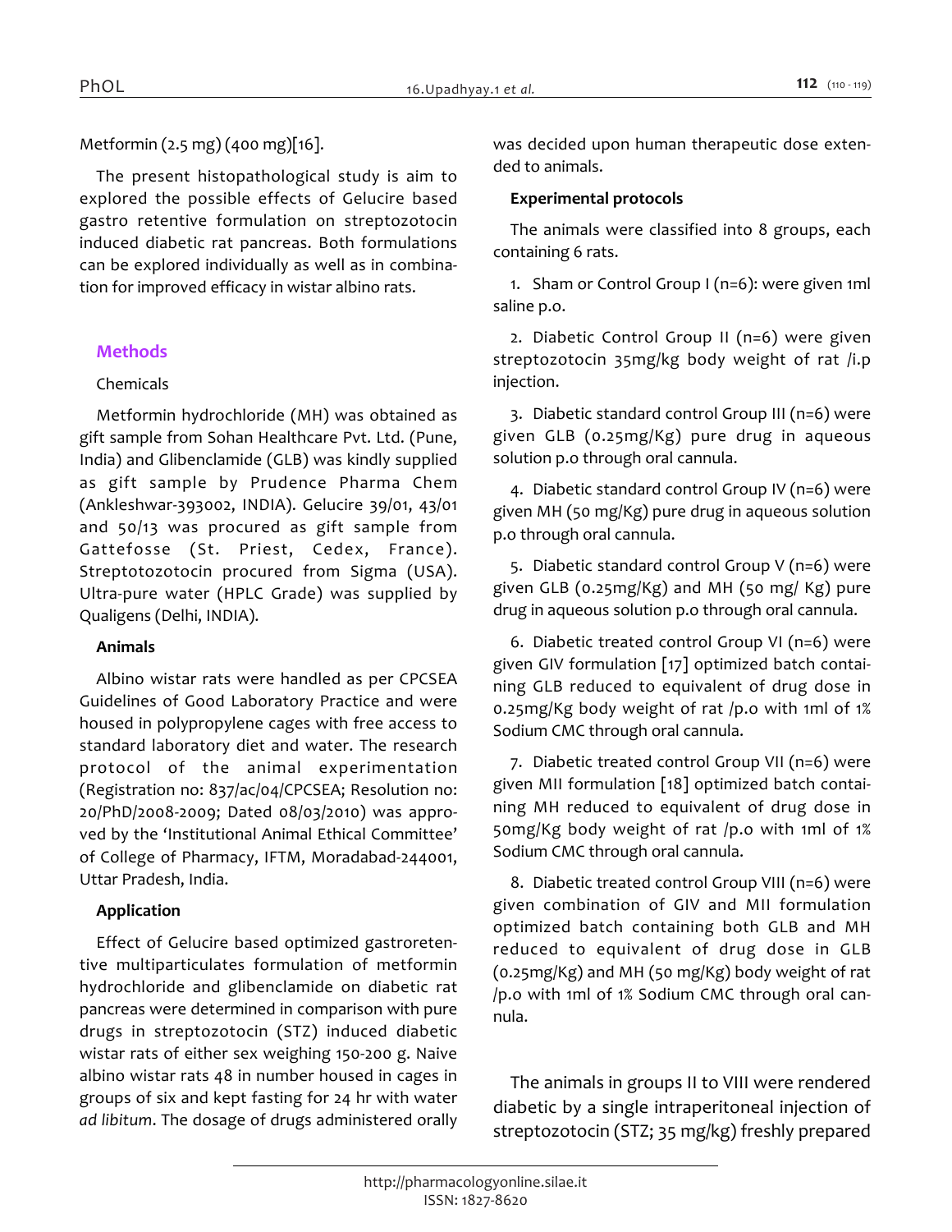Metformin (2.5 mg) (400 mg)[16].

The present histopathological study is aim to explored the possible effects of Gelucire based gastro retentive formulation on streptozotocin induced diabetic rat pancreas. Both formulations can be explored individually as well as in combination for improved efficacy in wistar albino rats.

## Methods

Chemicals

Metformin hydrochloride (MH) was obtained as gift sample from Sohan Healthcare Pvt. Ltd. (Pune, India) and Glibenclamide (GLB) was kindly supplied as gift sample by Prudence Pharma Chem (Ankleshwar-393002, INDIA). Gelucire 39/01, 43/01 and 50/13 was procured as gift sample from Gattefosse (St. Priest, Cedex, France). Streptotozotocin procured from Sigma (USA). Ultra-pure water (HPLC Grade) was supplied by Qualigens (Delhi, INDIA).

**Animals**

Albino wistar rats were handled as per CPCSEA Guidelines of Good Laboratory Practice and were housed in polypropylene cages with free access to standard laboratory diet and water. The research protocol of the animal experimentation (Registration no: 837/ac/04/CPCSEA; Resolution no: 20/PhD/2008-2009; Dated 08/03/2010) was approved by the 'Institutional Animal Ethical Committee' of College of Pharmacy, IFTM, Moradabad-244001, Uttar Pradesh, India.

**Application**

Effect of Gelucire based optimized gastroretentive multiparticulates formulation of metformin hydrochloride and glibenclamide on diabetic rat pancreas were determined in comparison with pure drugs in streptozotocin (STZ) induced diabetic wistar rats of either sex weighing 150-200 g. Naive albino wistar rats 48 in number housed in cages in groups of six and kept fasting for 24 hr with water *ad libitum*. The dosage of drugs administered orally was decided upon human therapeutic dose extended to animals.

**Experimental protocols**

The animals were classified into 8 groups, each containing 6 rats.

1. Sham or Control Group I (n=6): were given 1ml saline p.o.

2. Diabetic Control Group II (n=6) were given streptozotocin 35mg/kg body weight of rat /i.p injection.

3. Diabetic standard control Group III (n=6) were given GLB (0.25mg/Kg) pure drug in aqueous solution p.o through oral cannula.

4. Diabetic standard control Group IV (n=6) were given MH (50 mg/Kg) pure drug in aqueous solution p.o through oral cannula.

5. Diabetic standard control Group V (n=6) were given GLB (0.25mg/Kg) and MH (50 mg/ Kg) pure drug in aqueous solution p.o through oral cannula.

6. Diabetic treated control Group VI (n=6) were given GIV formulation [17] optimized batch containing GLB reduced to equivalent of drug dose in 0.25mg/Kg body weight of rat /p.o with 1ml of 1% Sodium CMC through oral cannula.

7. Diabetic treated control Group VII (n=6) were given MII formulation [18] optimized batch containing MH reduced to equivalent of drug dose in 50mg/Kg body weight of rat /p.o with 1ml of 1% Sodium CMC through oral cannula.

8. Diabetic treated control Group VIII (n=6) were given combination of GIV and MII formulation optimized batch containing both GLB and MH reduced to equivalent of drug dose in GLB (0.25mg/Kg) and MH (50 mg/Kg) body weight of rat /p.o with 1ml of 1% Sodium CMC through oral cannula.

The animals in groups II to VIII were rendered diabetic by a single intraperitoneal injection of streptozotocin (STZ; 35 mg/kg) freshly prepared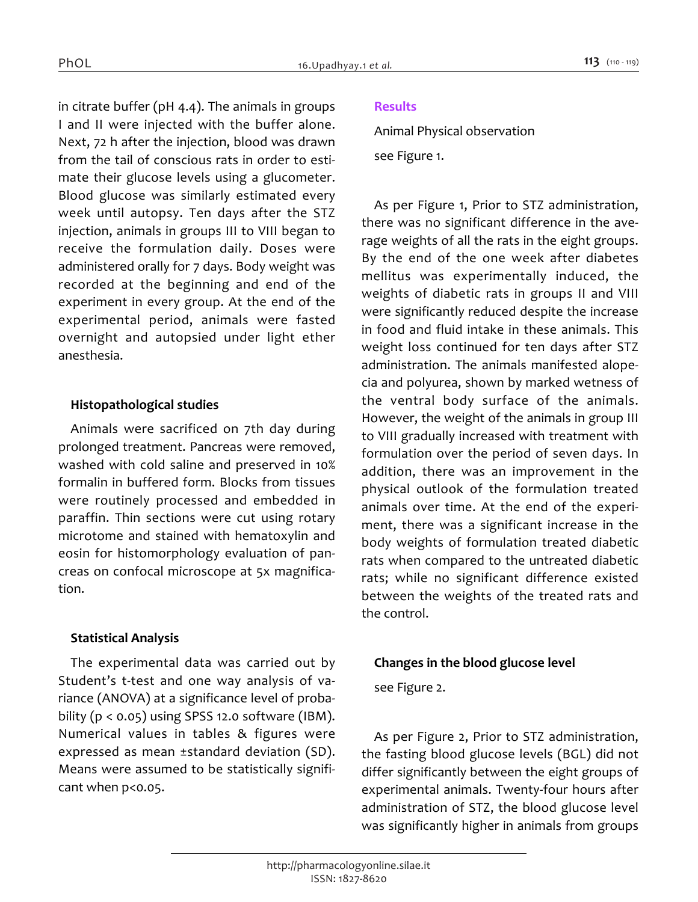in citrate buffer (pH 4.4). The animals in groups I and II were injected with the buffer alone. Next, 72 h after the injection, blood was drawn from the tail of conscious rats in order to estimate their glucose levels using a glucometer. Blood glucose was similarly estimated every week until autopsy. Ten days after the STZ injection, animals in groups III to VIII began to receive the formulation daily. Doses were administered orally for 7 days. Body weight was recorded at the beginning and end of the experiment in every group. At the end of the experimental period, animals were fasted overnight and autopsied under light ether anesthesia.

### Histopathological studies

Animals were sacrificed on 7th day during prolonged treatment. Pancreas were removed, washed with cold saline and preserved in 10% formalin in buffered form. Blocks from tissues were routinely processed and embedded in paraffin. Thin sections were cut using rotary microtome and stained with hematoxylin and eosin for histomorphology evaluation of pancreas on confocal microscope at 5x magnification.

### Statistical Analysis

The experimental data was carried out by Student's t-test and one way analysis of variance (ANOVA) at a significance level of probability ($p < 0.05$) using SPSS 12.0 software (IBM). Numerical values in tables & figures were expressed as mean ±standard deviation (SD). Means were assumed to be statistically significant when $p<0.05$.

## Results

Animal Physical observation

see Figure 1.

As per Figure 1, Prior to STZ administration, there was no significant difference in the average weights of all the rats in the eight groups. By the end of the one week after diabetes mellitus was experimentally induced, the weights of diabetic rats in groups II and VIII were significantly reduced despite the increase in food and fluid intake in these animals. This weight loss continued for ten days after STZ administration. The animals manifested alopecia and polyurea, shown by marked wetness of the ventral body surface of the animals. However, the weight of the animals in group III to VIII gradually increased with treatment with formulation over the period of seven days. In addition, there was an improvement in the physical outlook of the formulation treated animals over time. At the end of the experiment, there was a significant increase in the body weights of formulation treated diabetic rats when compared to the untreated diabetic rats; while no significant difference existed between the weights of the treated rats and the control.

### Changes in the blood glucose level

see Figure 2.

As per Figure 2, Prior to STZ administration, the fasting blood glucose levels (BGL) did not differ significantly between the eight groups of experimental animals. Twenty-four hours after administration of STZ, the blood glucose level was significantly higher in animals from groups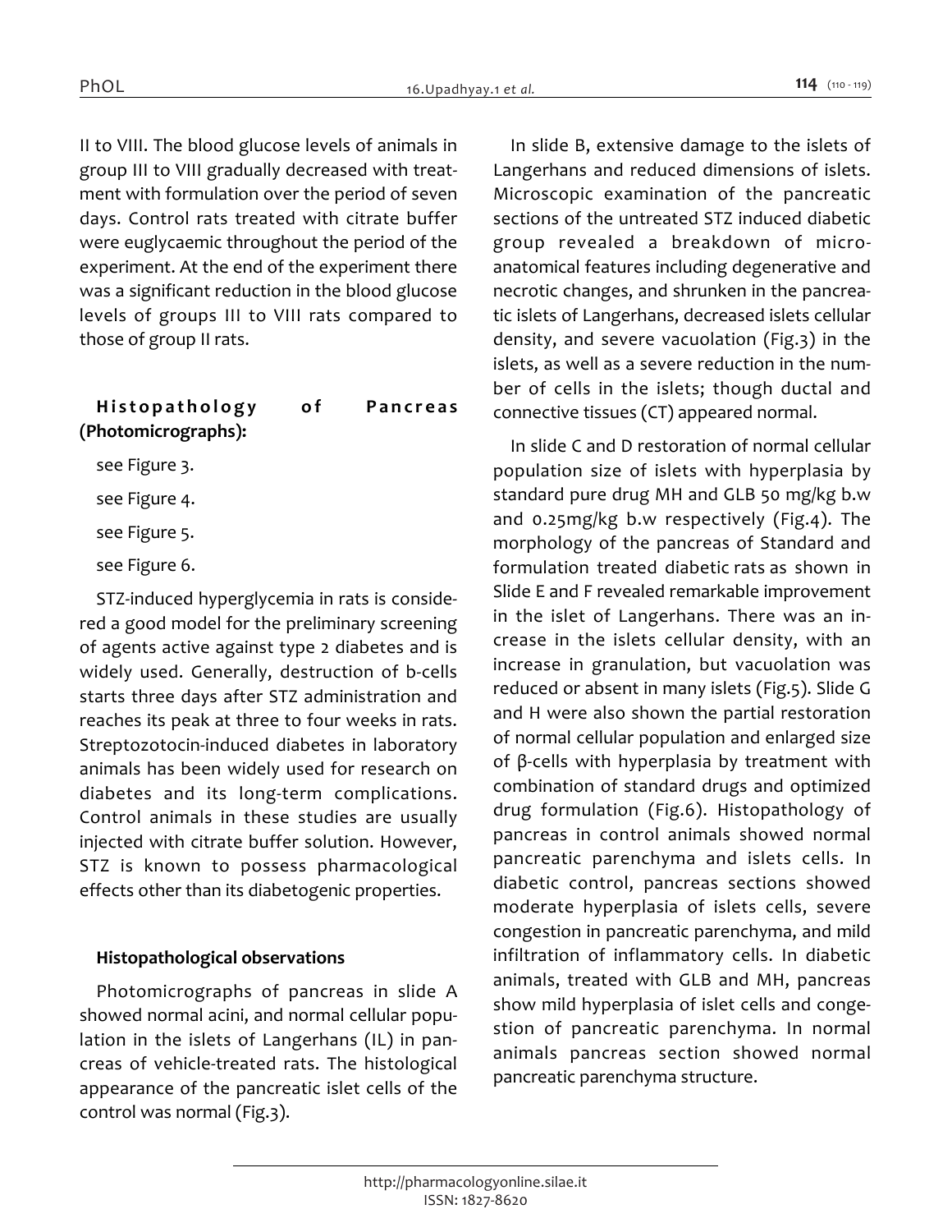II to VIII. The blood glucose levels of animals in group III to VIII gradually decreased with treatment with formulation over the period of seven days. Control rats treated with citrate buffer were euglycaemic throughout the period of the experiment. At the end of the experiment there was a significant reduction in the blood glucose levels of groups III to VIII rats compared to those of group II rats.

## Histopathology of Pancreas (Photomicrographs):

see Figure 3.

see Figure 4.

see Figure 5.

see Figure 6.

STZ-induced hyperglycemia in rats is considered a good model for the preliminary screening of agents active against type 2 diabetes and is widely used. Generally, destruction of b-cells starts three days after STZ administration and reaches its peak at three to four weeks in rats. Streptozotocin-induced diabetes in laboratory animals has been widely used for research on diabetes and its long-term complications. Control animals in these studies are usually injected with citrate buffer solution. However, STZ is known to possess pharmacological effects other than its diabetogenic properties.

## Histopathological observations

Photomicrographs of pancreas in slide A showed normal acini, and normal cellular population in the islets of Langerhans (IL) in pancreas of vehicle-treated rats. The histological appearance of the pancreatic islet cells of the control was normal (Fig.3).

In slide B, extensive damage to the islets of Langerhans and reduced dimensions of islets. Microscopic examination of the pancreatic sections of the untreated STZ induced diabetic group revealed a breakdown of micro-anatomical features including degenerative and necrotic changes, and shrunken in the pancreatic islets of Langerhans, decreased islets cellular density, and severe vacuolation (Fig.3) in the islets, as well as a severe reduction in the number of cells in the islets; though ductal and connective tissues (CT) appeared normal.

In slide C and D restoration of normal cellular population size of islets with hyperplasia by standard pure drug MH and GLB 50 mg/kg b.w and 0.25mg/kg b.w respectively (Fig.4). The morphology of the pancreas of Standard and formulation treated diabetic rats as shown in Slide E and F revealed remarkable improvement in the islet of Langerhans. There was an increase in the islets cellular density, with an increase in granulation, but vacuolation was reduced or absent in many islets (Fig.5). Slide G and H were also shown the partial restoration of normal cellular population and enlarged size of β-cells with hyperplasia by treatment with combination of standard drugs and optimized drug formulation (Fig.6). Histopathology of pancreas in control animals showed normal pancreatic parenchyma and islets cells. In diabetic control, pancreas sections showed moderate hyperplasia of islets cells, severe congestion in pancreatic parenchyma, and mild infiltration of inflammatory cells. In diabetic animals, treated with GLB and MH, pancreas show mild hyperplasia of islet cells and congestion of pancreatic parenchyma. In normal animals pancreas section showed normal pancreatic parenchyma structure.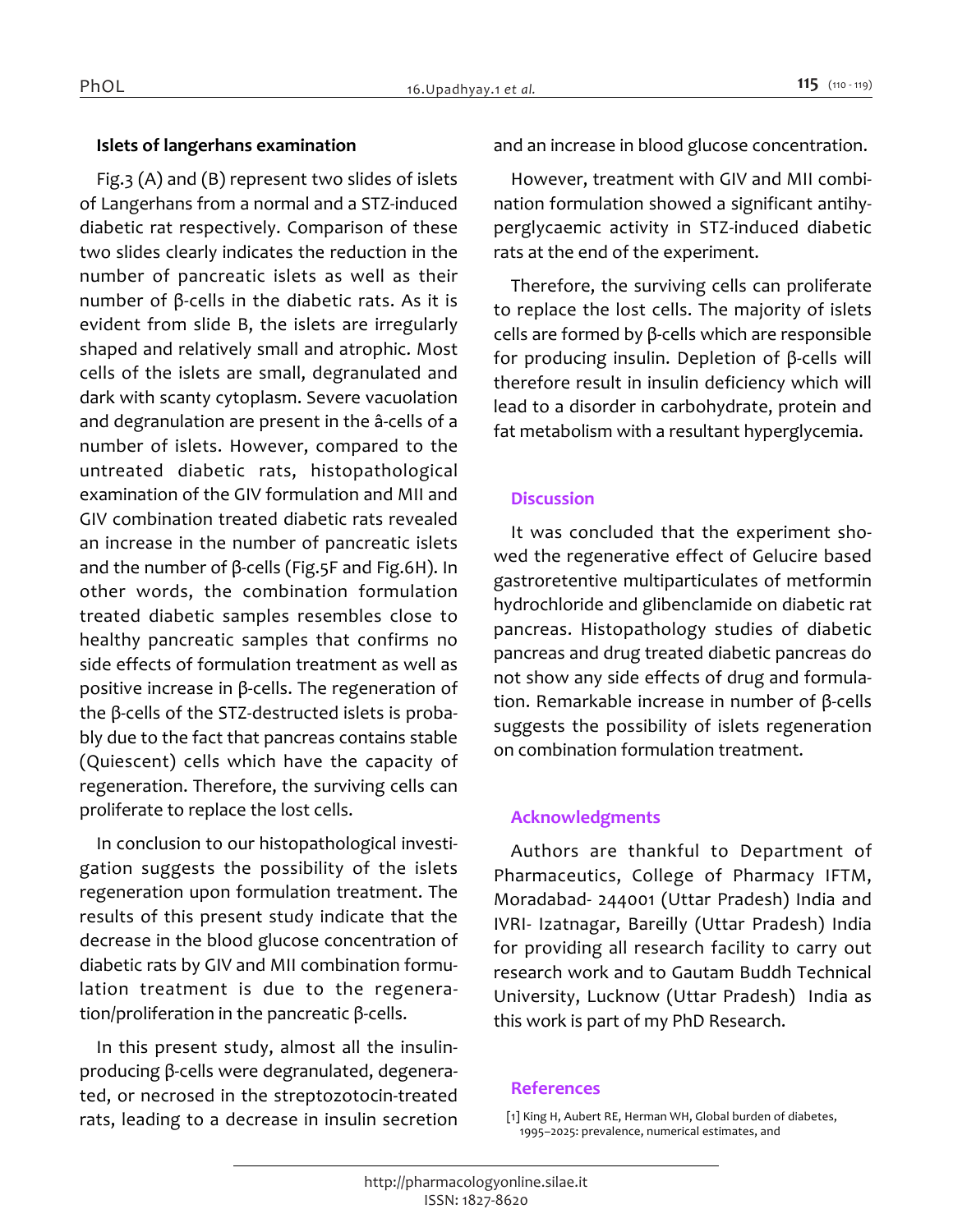### Islets of langerhans examination

Fig.3 (A) and (B) represent two slides of islets of Langerhans from a normal and a STZ-induced diabetic rat respectively. Comparison of these two slides clearly indicates the reduction in the number of pancreatic islets as well as their number of β-cells in the diabetic rats. As it is evident from slide B, the islets are irregularly shaped and relatively small and atrophic. Most cells of the islets are small, degranulated and dark with scanty cytoplasm. Severe vacuolation and degranulation are present in the â-cells of a number of islets. However, compared to the untreated diabetic rats, histopathological examination of the GIV formulation and MII and GIV combination treated diabetic rats revealed an increase in the number of pancreatic islets and the number of β-cells (Fig.5F and Fig.6H). In other words, the combination formulation treated diabetic samples resembles close to healthy pancreatic samples that confirms no side effects of formulation treatment as well as positive increase in β-cells. The regeneration of the β-cells of the STZ-destructed islets is probably due to the fact that pancreas contains stable (Quiescent) cells which have the capacity of regeneration. Therefore, the surviving cells can proliferate to replace the lost cells.

In conclusion to our histopathological investigation suggests the possibility of the islets regeneration upon formulation treatment. The results of this present study indicate that the decrease in the blood glucose concentration of diabetic rats by GIV and MII combination formulation treatment is due to the regeneration/proliferation in the pancreatic β-cells.

In this present study, almost all the insulin-producing β-cells were degranulated, degenerated, or necrosed in the streptozotocin-treated rats, leading to a decrease in insulin secretion and an increase in blood glucose concentration.

However, treatment with GIV and MII combination formulation showed a significant antihyperglycaemic activity in STZ-induced diabetic rats at the end of the experiment.

Therefore, the surviving cells can proliferate to replace the lost cells. The majority of islets cells are formed by β-cells which are responsible for producing insulin. Depletion of β-cells will therefore result in insulin deficiency which will lead to a disorder in carbohydrate, protein and fat metabolism with a resultant hyperglycemia.

## Discussion

It was concluded that the experiment showed the regenerative effect of Gelucire based gastroretentive multiparticulates of metformin hydrochloride and glibenclamide on diabetic rat pancreas. Histopathology studies of diabetic pancreas and drug treated diabetic pancreas do not show any side effects of drug and formulation. Remarkable increase in number of β-cells suggests the possibility of islets regeneration on combination formulation treatment.

## Acknowledgments

Authors are thankful to Department of Pharmaceutics, College of Pharmacy IFTM, Moradabad- 244001 (Uttar Pradesh) India and IVRI- Izatnagar, Bareilly (Uttar Pradesh) India for providing all research facility to carry out research work and to Gautam Buddh Technical University, Lucknow (Uttar Pradesh) India as this work is part of my PhD Research.

## References

[1] King H, Aubert RE, Herman WH, Global burden of diabetes, 1995–2025: prevalence, numerical estimates, and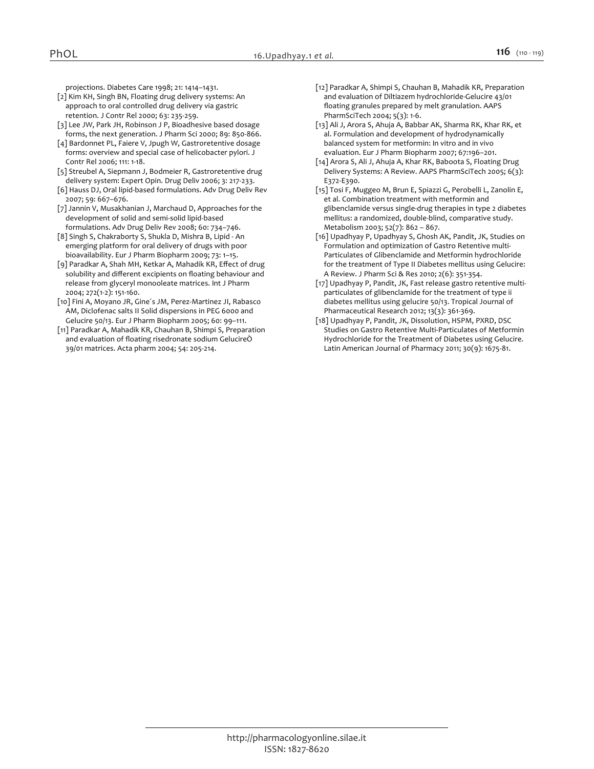projections. Diabetes Care 1998; 21: 1414–1431.

[2] Kim KH, Singh BN, Floating drug delivery systems: An approach to oral controlled drug delivery via gastric retention. J Contr Rel 2000; 63: 235-259.

[3] Lee JW, Park JH, Robinson J P, Bioadhesive based dosage forms, the next generation. J Pharm Sci 2000; 89: 850-866.

[4] Bardonnet PL, Faiere V, Jpugh W, Gastroretentive dosage forms: overview and special case of helicobacter pylori. J Contr Rel 2006; 111: 1-18.

[5] Streubel A, Siepmann J, Bodmeier R, Gastroretentive drug delivery system: Expert Opin. Drug Deliv 2006; 3: 217-233.

[6] Hauss DJ, Oral lipid-based formulations. Adv Drug Deliv Rev 2007; 59: 667–676.

[7] Jannin V, Musakhanian J, Marchaud D, Approaches for the development of solid and semi-solid lipid-based formulations. Adv Drug Deliv Rev 2008; 60: 734–746.

[8] Singh S, Chakraborty S, Shukla D, Mishra B, Lipid - An emerging platform for oral delivery of drugs with poor bioavailability. Eur J Pharm Biopharm 2009; 73: 1–15.

[9] Paradkar A, Shah MH, Ketkar A, Mahadik KR, Effect of drug solubility and different excipients on floating behaviour and release from glyceryl monooleate matrices. Int J Pharm 2004; 272(1-2): 151-160.

[10] Fini A, Moyano JR, Gine´s JM, Perez-Martinez JI, Rabasco AM, Diclofenac salts II Solid dispersions in PEG 6000 and Gelucire 50/13. Eur J Pharm Biopharm 2005; 60: 99–111.

[11] Paradkar A, Mahadik KR, Chauhan B, Shimpi S, Preparation and evaluation of floating risedronate sodium GelucireÒ 39/01 matrices. Acta pharm 2004; 54: 205-214.

[12] Paradkar A, Shimpi S, Chauhan B, Mahadik KR, Preparation and evaluation of Diltiazem hydrochloride-Gelucire 43/01 floating granules prepared by melt granulation. AAPS PharmSciTech 2004; 5(3): 1-6.

[13] Ali J, Arora S, Ahuja A, Babbar AK, Sharma RK, Khar RK, et al. Formulation and development of hydrodynamically balanced system for metformin: In vitro and in vivo evaluation. Eur J Pharm Biopharm 2007; 67:196–201.

[14] Arora S, Ali J, Ahuja A, Khar RK, Baboota S, Floating Drug Delivery Systems: A Review. AAPS PharmSciTech 2005; 6(3): E372-E390.

[15] Tosi F, Muggeo M, Brun E, Spiazzi G, Perobelli L, Zanolin E, et al. Combination treatment with metformin and glibenclamide versus single-drug therapies in type 2 diabetes mellitus: a randomized, double-blind, comparative study. Metabolism 2003; 52(7): 862 – 867.

[16] Upadhyay P, Upadhyay S, Ghosh AK, Pandit, JK, Studies on Formulation and optimization of Gastro Retentive multi-Particulates of Glibenclamide and Metformin hydrochloride for the treatment of Type II Diabetes mellitus using Gelucire: A Review. J Pharm Sci & Res 2010; 2(6): 351-354.

[17] Upadhyay P, Pandit, JK, Fast release gastro retentive multi-particulates of glibenclamide for the treatment of type ii diabetes mellitus using gelucire 50/13. Tropical Journal of Pharmaceutical Research 2012; 13(3): 361-369.

[18] Upadhyay P, Pandit, JK, Dissolution, HSPM, PXRD, DSC Studies on Gastro Retentive Multi-Particulates of Metformin Hydrochloride for the Treatment of Diabetes using Gelucire. Latin American Journal of Pharmacy 2011; 30(9): 1675-81.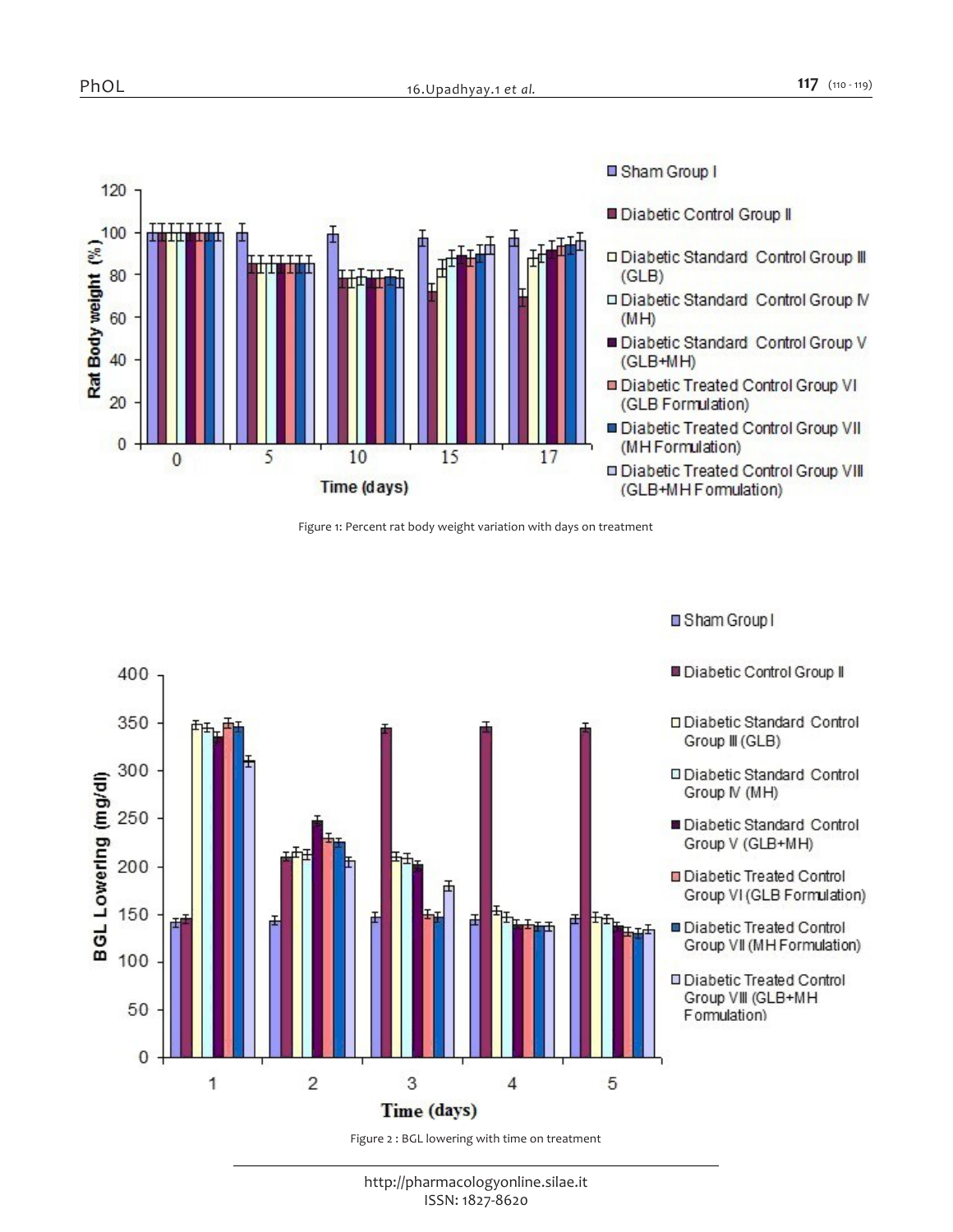Figure 1: Percent rat body weight variation with days on treatment

Figure 2 : BGL lowering with time on treatment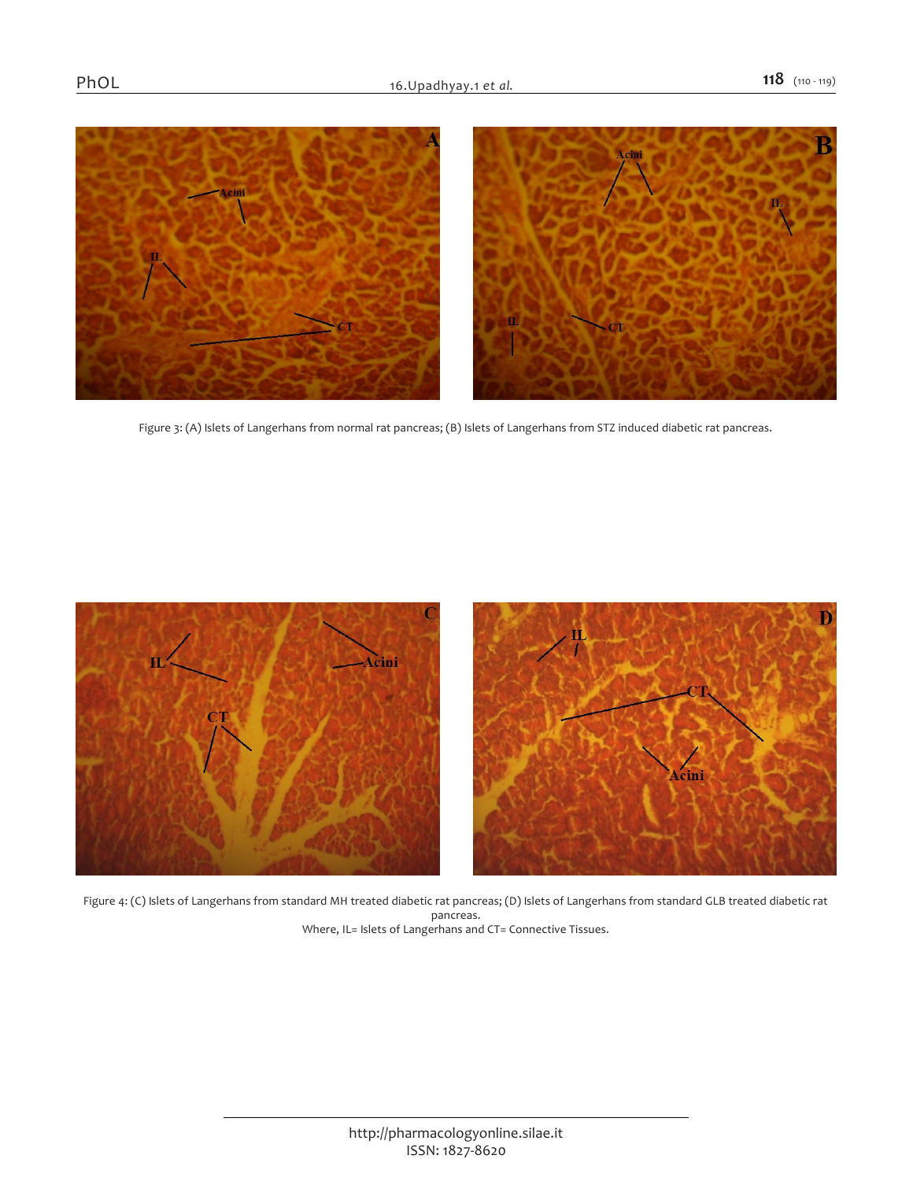Figure 3: (A) Islets of Langerhans from normal rat pancreas; (B) Islets of Langerhans from STZ induced diabetic rat pancreas.

Figure 4: (C) Islets of Langerhans from standard MH treated diabetic rat pancreas; (D) Islets of Langerhans from standard GLB treated diabetic rat pancreas.
Where, IL= Islets of Langerhans and CT= Connective Tissues.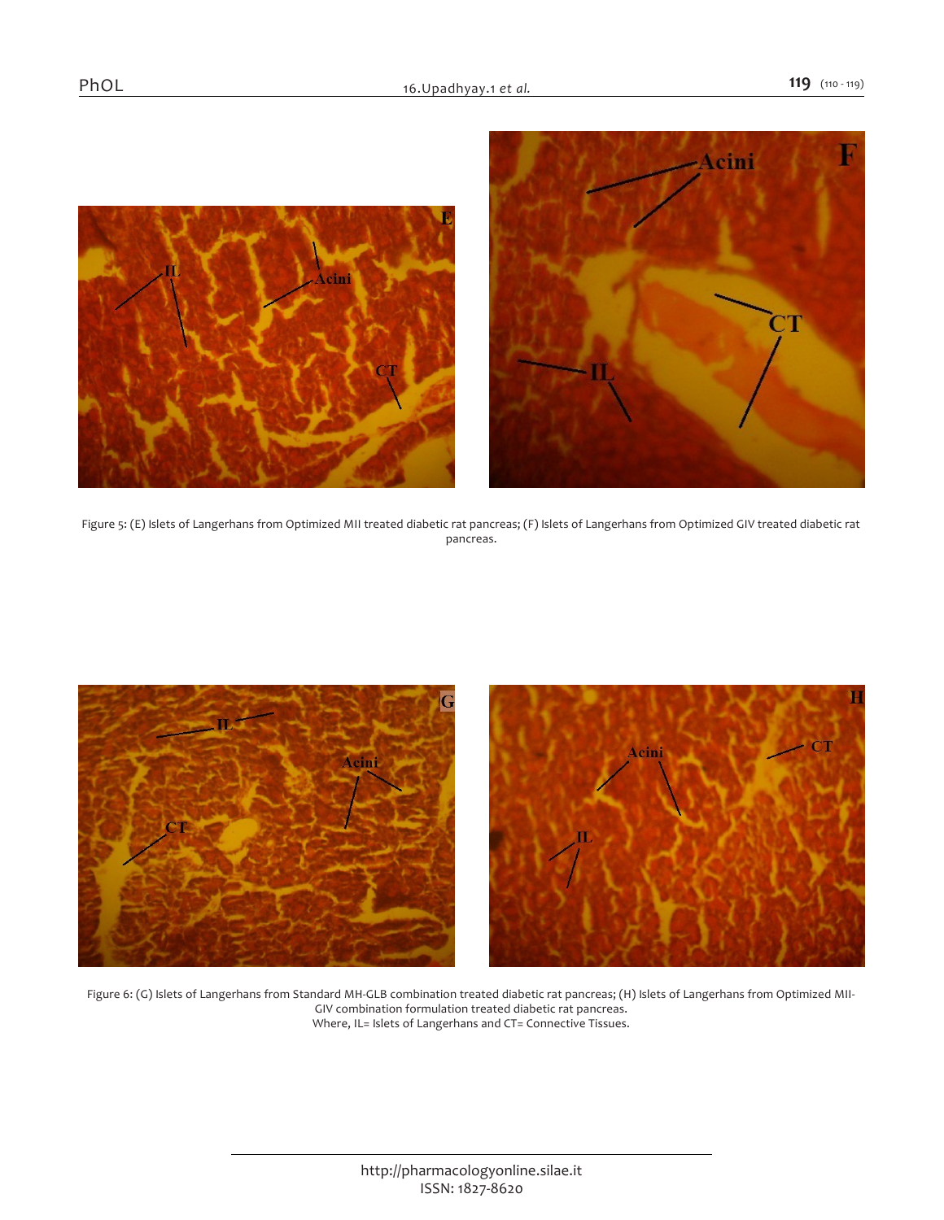Figure 5: (E) Islets of Langerhans from Optimized MII treated diabetic rat pancreas; (F) Islets of Langerhans from Optimized GIV treated diabetic rat pancreas.

Figure 6: (G) Islets of Langerhans from Standard MH-GLB combination treated diabetic rat pancreas; (H) Islets of Langerhans from Optimized MII-GIV combination formulation treated diabetic rat pancreas.
Where, IL= Islets of Langerhans and CT= Connective Tissues.